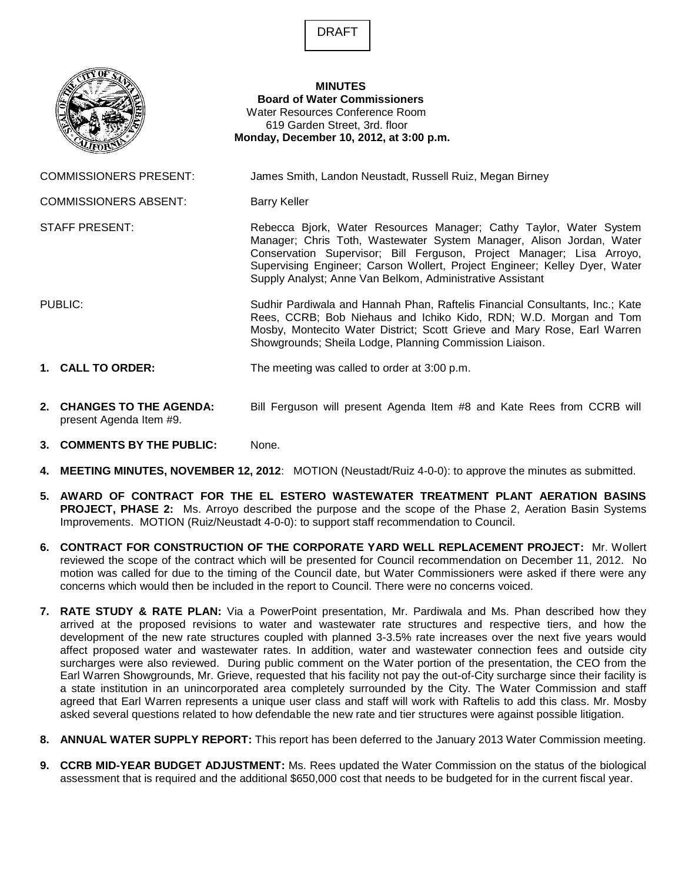DRAFT

**MINUTES**
**Board of Water Commissioners**
Water Resources Conference Room
619 Garden Street, 3rd. floor
**Monday, December 10, 2012, at 3:00 p.m.**

COMMISSIONERS PRESENT: James Smith, Landon Neustadt, Russell Ruiz, Megan Birney

COMMISSIONERS ABSENT: Barry Keller

STAFF PRESENT: Rebecca Bjork, Water Resources Manager; Cathy Taylor, Water System Manager; Chris Toth, Wastewater System Manager, Alison Jordan, Water Conservation Supervisor; Bill Ferguson, Project Manager; Lisa Arroyo, Supervising Engineer; Carson Wollert, Project Engineer; Kelley Dyer, Water Supply Analyst; Anne Van Belkom, Administrative Assistant

PUBLIC: Sudhir Pardiwala and Hannah Phan, Raftelis Financial Consultants, Inc.; Kate Rees, CCRB; Bob Niehaus and Ichiko Kido, RDN; W.D. Morgan and Tom Mosby, Montecito Water District; Scott Grieve and Mary Rose, Earl Warren Showgrounds; Sheila Lodge, Planning Commission Liaison.

1. **CALL TO ORDER:** The meeting was called to order at 3:00 p.m.

2. **CHANGES TO THE AGENDA:** Bill Ferguson will present Agenda Item #8 and Kate Rees from CCRB will present Agenda Item #9.

3. **COMMENTS BY THE PUBLIC:** None.

4. **MEETING MINUTES, NOVEMBER 12, 2012**: MOTION (Neustadt/Ruiz 4-0-0): to approve the minutes as submitted.

5. **AWARD OF CONTRACT FOR THE EL ESTERO WASTEWATER TREATMENT PLANT AERATION BASINS PROJECT, PHASE 2:** Ms. Arroyo described the purpose and the scope of the Phase 2, Aeration Basin Systems Improvements. MOTION (Ruiz/Neustadt 4-0-0): to support staff recommendation to Council.

6. **CONTRACT FOR CONSTRUCTION OF THE CORPORATE YARD WELL REPLACEMENT PROJECT:** Mr. Wollert reviewed the scope of the contract which will be presented for Council recommendation on December 11, 2012. No motion was called for due to the timing of the Council date, but Water Commissioners were asked if there were any concerns which would then be included in the report to Council. There were no concerns voiced.

7. **RATE STUDY & RATE PLAN:** Via a PowerPoint presentation, Mr. Pardiwala and Ms. Phan described how they arrived at the proposed revisions to water and wastewater rate structures and respective tiers, and how the development of the new rate structures coupled with planned 3-3.5% rate increases over the next five years would affect proposed water and wastewater rates. In addition, water and wastewater connection fees and outside city surcharges were also reviewed. During public comment on the Water portion of the presentation, the CEO from the Earl Warren Showgrounds, Mr. Grieve, requested that his facility not pay the out-of-City surcharge since their facility is a state institution in an unincorporated area completely surrounded by the City. The Water Commission and staff agreed that Earl Warren represents a unique user class and staff will work with Raftelis to add this class. Mr. Mosby asked several questions related to how defendable the new rate and tier structures were against possible litigation.

8. **ANNUAL WATER SUPPLY REPORT:** This report has been deferred to the January 2013 Water Commission meeting.

9. **CCRB MID-YEAR BUDGET ADJUSTMENT:** Ms. Rees updated the Water Commission on the status of the biological assessment that is required and the additional $650,000 cost that needs to be budgeted for in the current fiscal year.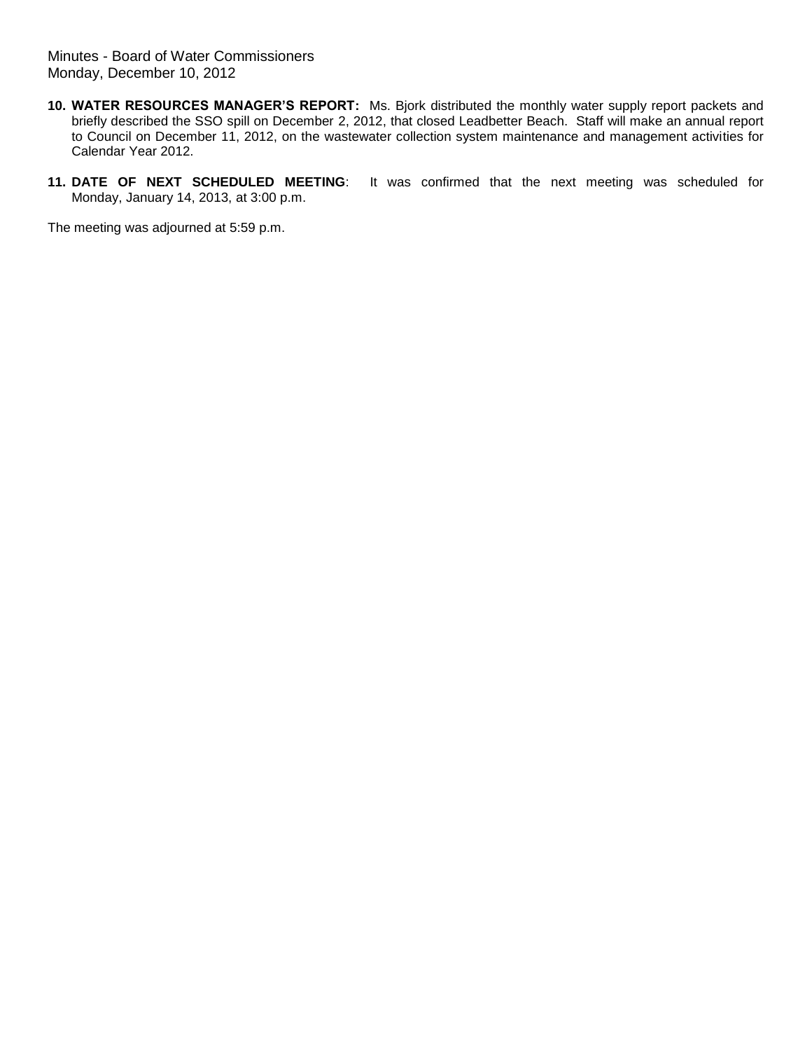**10. WATER RESOURCES MANAGER'S REPORT:** Ms. Bjork distributed the monthly water supply report packets and briefly described the SSO spill on December 2, 2012, that closed Leadbetter Beach. Staff will make an annual report to Council on December 11, 2012, on the wastewater collection system maintenance and management activities for Calendar Year 2012.

**11. DATE OF NEXT SCHEDULED MEETING**: It was confirmed that the next meeting was scheduled for Monday, January 14, 2013, at 3:00 p.m.

The meeting was adjourned at 5:59 p.m.